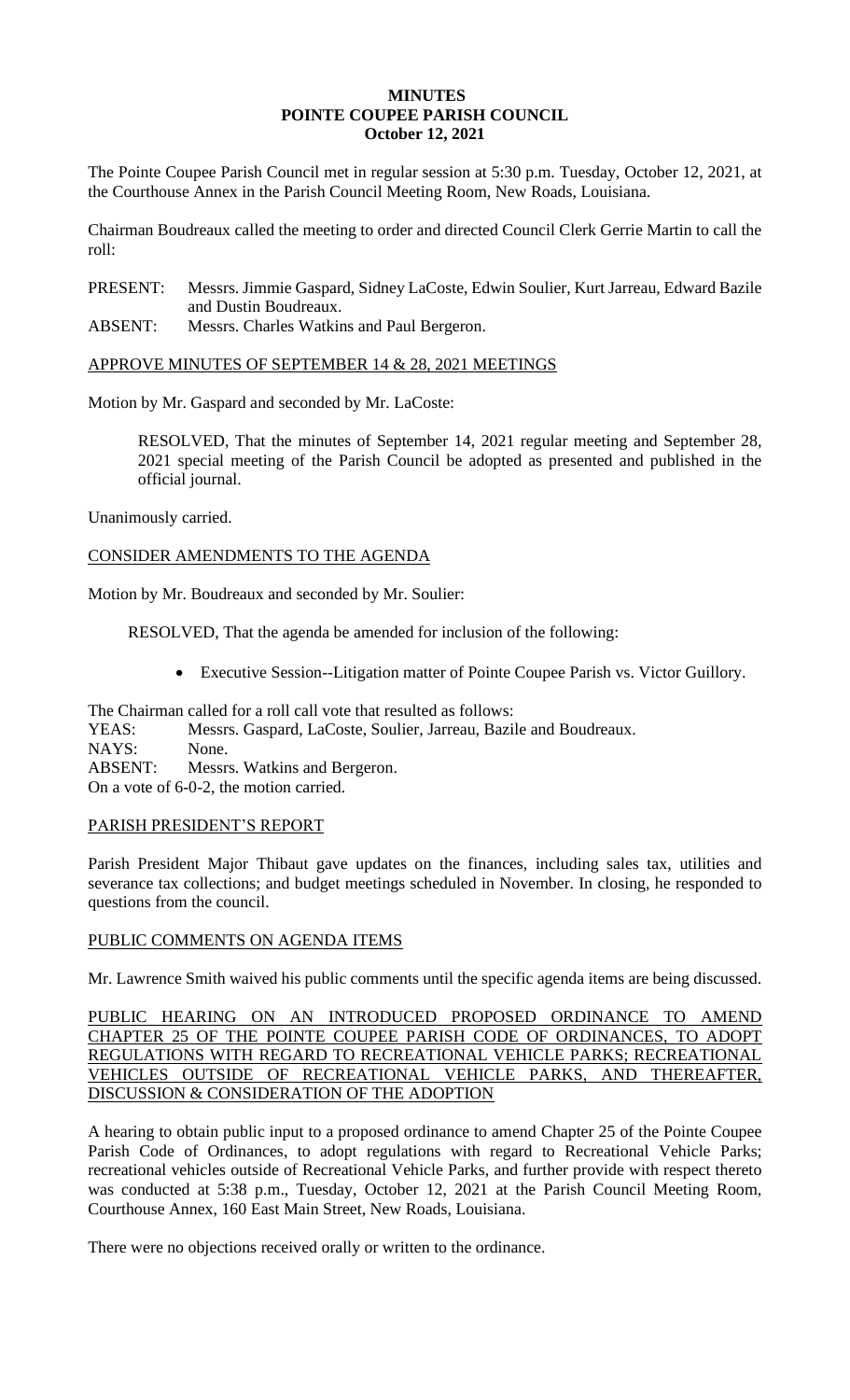# MINUTES
## POINTE COUPEE PARISH COUNCIL
### October 12, 2021

The Pointe Coupee Parish Council met in regular session at 5:30 p.m. Tuesday, October 12, 2021, at the Courthouse Annex in the Parish Council Meeting Room, New Roads, Louisiana.

Chairman Boudreaux called the meeting to order and directed Council Clerk Gerrie Martin to call the roll:

PRESENT: Messrs. Jimmie Gaspard, Sidney LaCoste, Edwin Soulier, Kurt Jarreau, Edward Bazile and Dustin Boudreaux.

ABSENT: Messrs. Charles Watkins and Paul Bergeron.

APPROVE MINUTES OF SEPTEMBER 14 & 28, 2021 MEETINGS

Motion by Mr. Gaspard and seconded by Mr. LaCoste:

> RESOLVED, That the minutes of September 14, 2021 regular meeting and September 28, 2021 special meeting of the Parish Council be adopted as presented and published in the official journal.

Unanimously carried.

CONSIDER AMENDMENTS TO THE AGENDA

Motion by Mr. Boudreaux and seconded by Mr. Soulier:

> RESOLVED, That the agenda be amended for inclusion of the following:
>
> - Executive Session--Litigation matter of Pointe Coupee Parish vs. Victor Guillory.

The Chairman called for a roll call vote that resulted as follows:

YEAS: Messrs. Gaspard, LaCoste, Soulier, Jarreau, Bazile and Boudreaux.
NAYS: None.
ABSENT: Messrs. Watkins and Bergeron.
On a vote of 6-0-2, the motion carried.

PARISH PRESIDENT'S REPORT

Parish President Major Thibaut gave updates on the finances, including sales tax, utilities and severance tax collections; and budget meetings scheduled in November. In closing, he responded to questions from the council.

PUBLIC COMMENTS ON AGENDA ITEMS

Mr. Lawrence Smith waived his public comments until the specific agenda items are being discussed.

PUBLIC HEARING ON AN INTRODUCED PROPOSED ORDINANCE TO AMEND CHAPTER 25 OF THE POINTE COUPEE PARISH CODE OF ORDINANCES, TO ADOPT REGULATIONS WITH REGARD TO RECREATIONAL VEHICLE PARKS; RECREATIONAL VEHICLES OUTSIDE OF RECREATIONAL VEHICLE PARKS, AND THEREAFTER, DISCUSSION & CONSIDERATION OF THE ADOPTION

A hearing to obtain public input to a proposed ordinance to amend Chapter 25 of the Pointe Coupee Parish Code of Ordinances, to adopt regulations with regard to Recreational Vehicle Parks; recreational vehicles outside of Recreational Vehicle Parks, and further provide with respect thereto was conducted at 5:38 p.m., Tuesday, October 12, 2021 at the Parish Council Meeting Room, Courthouse Annex, 160 East Main Street, New Roads, Louisiana.

There were no objections received orally or written to the ordinance.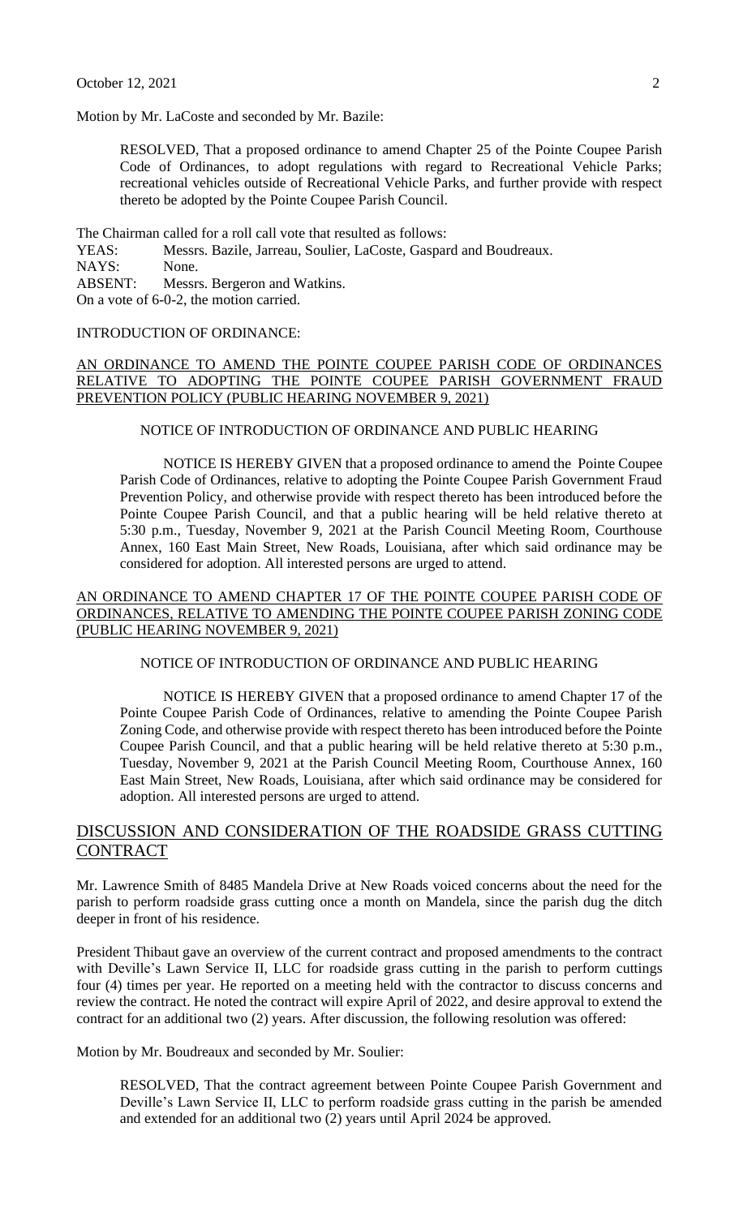Motion by Mr. LaCoste and seconded by Mr. Bazile:

> RESOLVED, That a proposed ordinance to amend Chapter 25 of the Pointe Coupee Parish Code of Ordinances, to adopt regulations with regard to Recreational Vehicle Parks; recreational vehicles outside of Recreational Vehicle Parks, and further provide with respect thereto be adopted by the Pointe Coupee Parish Council.

The Chairman called for a roll call vote that resulted as follows:
YEAS: Messrs. Bazile, Jarreau, Soulier, LaCoste, Gaspard and Boudreaux.
NAYS: None.
ABSENT: Messrs. Bergeron and Watkins.
On a vote of 6-0-2, the motion carried.

INTRODUCTION OF ORDINANCE:

AN ORDINANCE TO AMEND THE POINTE COUPEE PARISH CODE OF ORDINANCES RELATIVE TO ADOPTING THE POINTE COUPEE PARISH GOVERNMENT FRAUD PREVENTION POLICY (PUBLIC HEARING NOVEMBER 9, 2021)

NOTICE OF INTRODUCTION OF ORDINANCE AND PUBLIC HEARING

NOTICE IS HEREBY GIVEN that a proposed ordinance to amend the Pointe Coupee Parish Code of Ordinances, relative to adopting the Pointe Coupee Parish Government Fraud Prevention Policy, and otherwise provide with respect thereto has been introduced before the Pointe Coupee Parish Council, and that a public hearing will be held relative thereto at 5:30 p.m., Tuesday, November 9, 2021 at the Parish Council Meeting Room, Courthouse Annex, 160 East Main Street, New Roads, Louisiana, after which said ordinance may be considered for adoption. All interested persons are urged to attend.

AN ORDINANCE TO AMEND CHAPTER 17 OF THE POINTE COUPEE PARISH CODE OF ORDINANCES, RELATIVE TO AMENDING THE POINTE COUPEE PARISH ZONING CODE (PUBLIC HEARING NOVEMBER 9, 2021)

NOTICE OF INTRODUCTION OF ORDINANCE AND PUBLIC HEARING

NOTICE IS HEREBY GIVEN that a proposed ordinance to amend Chapter 17 of the Pointe Coupee Parish Code of Ordinances, relative to amending the Pointe Coupee Parish Zoning Code, and otherwise provide with respect thereto has been introduced before the Pointe Coupee Parish Council, and that a public hearing will be held relative thereto at 5:30 p.m., Tuesday, November 9, 2021 at the Parish Council Meeting Room, Courthouse Annex, 160 East Main Street, New Roads, Louisiana, after which said ordinance may be considered for adoption. All interested persons are urged to attend.

## DISCUSSION AND CONSIDERATION OF THE ROADSIDE GRASS CUTTING CONTRACT

Mr. Lawrence Smith of 8485 Mandela Drive at New Roads voiced concerns about the need for the parish to perform roadside grass cutting once a month on Mandela, since the parish dug the ditch deeper in front of his residence.

President Thibaut gave an overview of the current contract and proposed amendments to the contract with Deville's Lawn Service II, LLC for roadside grass cutting in the parish to perform cuttings four (4) times per year. He reported on a meeting held with the contractor to discuss concerns and review the contract. He noted the contract will expire April of 2022, and desire approval to extend the contract for an additional two (2) years. After discussion, the following resolution was offered:

Motion by Mr. Boudreaux and seconded by Mr. Soulier:

> RESOLVED, That the contract agreement between Pointe Coupee Parish Government and Deville's Lawn Service II, LLC to perform roadside grass cutting in the parish be amended and extended for an additional two (2) years until April 2024 be approved.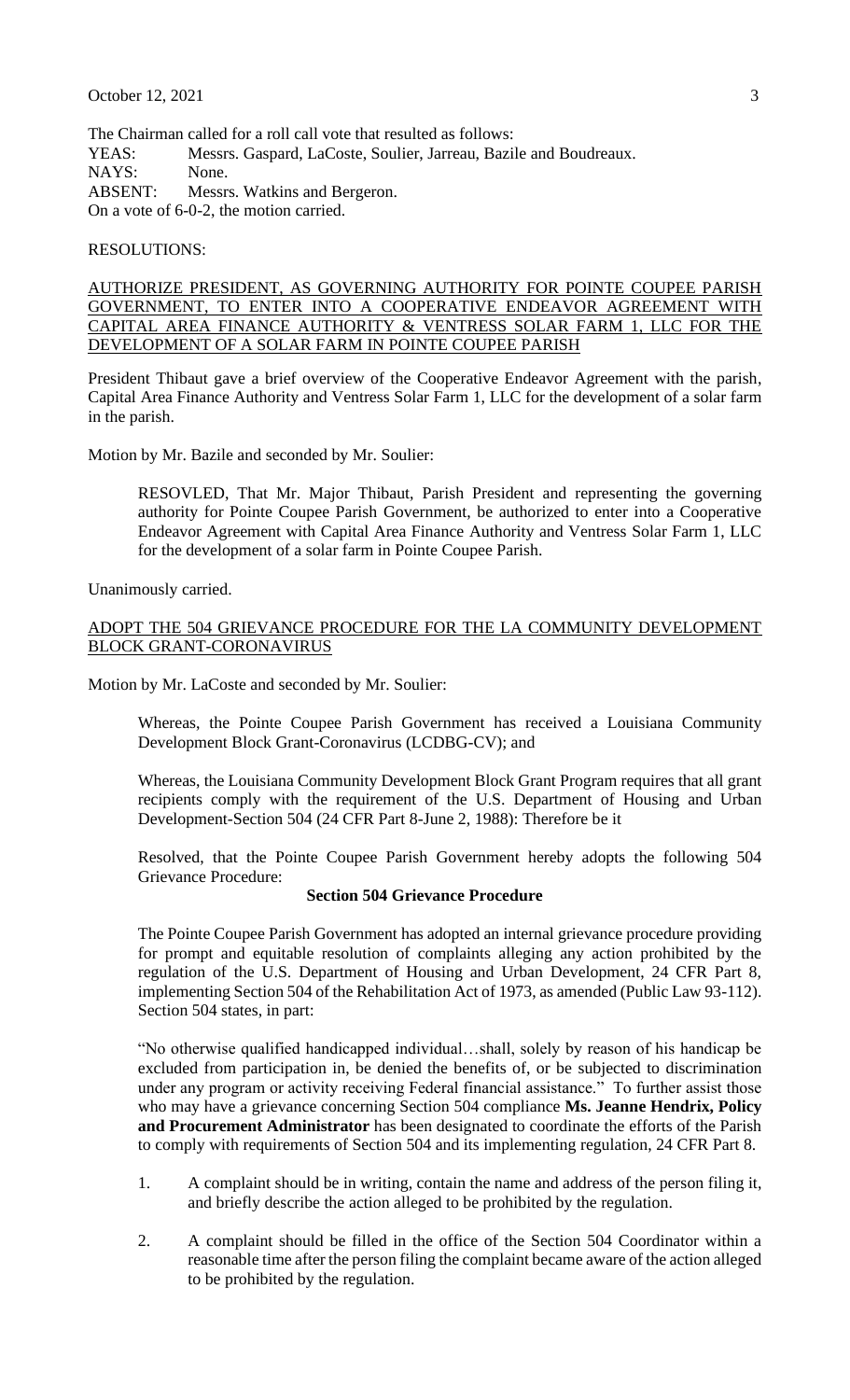The Chairman called for a roll call vote that resulted as follows:

YEAS: Messrs. Gaspard, LaCoste, Soulier, Jarreau, Bazile and Boudreaux.  
NAYS: None.  
ABSENT: Messrs. Watkins and Bergeron.  
On a vote of 6-0-2, the motion carried.

RESOLUTIONS:

<u>AUTHORIZE PRESIDENT, AS GOVERNING AUTHORITY FOR POINTE COUPEE PARISH GOVERNMENT, TO ENTER INTO A COOPERATIVE ENDEAVOR AGREEMENT WITH CAPITAL AREA FINANCE AUTHORITY & VENTRESS SOLAR FARM 1, LLC FOR THE DEVELOPMENT OF A SOLAR FARM IN POINTE COUPEE PARISH</u>

President Thibaut gave a brief overview of the Cooperative Endeavor Agreement with the parish, Capital Area Finance Authority and Ventress Solar Farm 1, LLC for the development of a solar farm in the parish.

Motion by Mr. Bazile and seconded by Mr. Soulier:

> RESOVLED, That Mr. Major Thibaut, Parish President and representing the governing authority for Pointe Coupee Parish Government, be authorized to enter into a Cooperative Endeavor Agreement with Capital Area Finance Authority and Ventress Solar Farm 1, LLC for the development of a solar farm in Pointe Coupee Parish.

Unanimously carried.

<u>ADOPT THE 504 GRIEVANCE PROCEDURE FOR THE LA COMMUNITY DEVELOPMENT BLOCK GRANT-CORONAVIRUS</u>

Motion by Mr. LaCoste and seconded by Mr. Soulier:

> Whereas, the Pointe Coupee Parish Government has received a Louisiana Community Development Block Grant-Coronavirus (LCDBG-CV); and
>
> Whereas, the Louisiana Community Development Block Grant Program requires that all grant recipients comply with the requirement of the U.S. Department of Housing and Urban Development-Section 504 (24 CFR Part 8-June 2, 1988): Therefore be it
>
> Resolved, that the Pointe Coupee Parish Government hereby adopts the following 504 Grievance Procedure:
>
> **Section 504 Grievance Procedure**
>
> The Pointe Coupee Parish Government has adopted an internal grievance procedure providing for prompt and equitable resolution of complaints alleging any action prohibited by the regulation of the U.S. Department of Housing and Urban Development, 24 CFR Part 8, implementing Section 504 of the Rehabilitation Act of 1973, as amended (Public Law 93-112). Section 504 states, in part:
>
> "No otherwise qualified handicapped individual…shall, solely by reason of his handicap be excluded from participation in, be denied the benefits of, or be subjected to discrimination under any program or activity receiving Federal financial assistance." To further assist those who may have a grievance concerning Section 504 compliance **Ms. Jeanne Hendrix, Policy and Procurement Administrator** has been designated to coordinate the efforts of the Parish to comply with requirements of Section 504 and its implementing regulation, 24 CFR Part 8.
>
> 1. A complaint should be in writing, contain the name and address of the person filing it, and briefly describe the action alleged to be prohibited by the regulation.
> 2. A complaint should be filled in the office of the Section 504 Coordinator within a reasonable time after the person filing the complaint became aware of the action alleged to be prohibited by the regulation.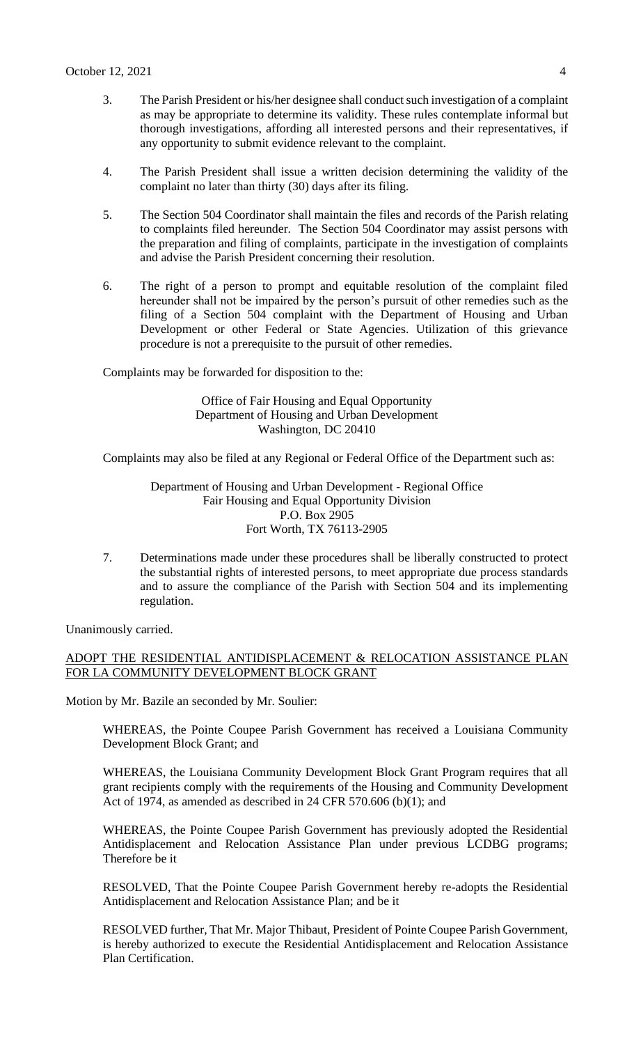3. The Parish President or his/her designee shall conduct such investigation of a complaint as may be appropriate to determine its validity. These rules contemplate informal but thorough investigations, affording all interested persons and their representatives, if any opportunity to submit evidence relevant to the complaint.

4. The Parish President shall issue a written decision determining the validity of the complaint no later than thirty (30) days after its filing.

5. The Section 504 Coordinator shall maintain the files and records of the Parish relating to complaints filed hereunder. The Section 504 Coordinator may assist persons with the preparation and filing of complaints, participate in the investigation of complaints and advise the Parish President concerning their resolution.

6. The right of a person to prompt and equitable resolution of the complaint filed hereunder shall not be impaired by the person's pursuit of other remedies such as the filing of a Section 504 complaint with the Department of Housing and Urban Development or other Federal or State Agencies. Utilization of this grievance procedure is not a prerequisite to the pursuit of other remedies.

Complaints may be forwarded for disposition to the:

Office of Fair Housing and Equal Opportunity
Department of Housing and Urban Development
Washington, DC 20410

Complaints may also be filed at any Regional or Federal Office of the Department such as:

Department of Housing and Urban Development - Regional Office
Fair Housing and Equal Opportunity Division
P.O. Box 2905
Fort Worth, TX 76113-2905

7. Determinations made under these procedures shall be liberally constructed to protect the substantial rights of interested persons, to meet appropriate due process standards and to assure the compliance of the Parish with Section 504 and its implementing regulation.

Unanimously carried.

ADOPT THE RESIDENTIAL ANTIDISPLACEMENT & RELOCATION ASSISTANCE PLAN FOR LA COMMUNITY DEVELOPMENT BLOCK GRANT

Motion by Mr. Bazile an seconded by Mr. Soulier:

WHEREAS, the Pointe Coupee Parish Government has received a Louisiana Community Development Block Grant; and

WHEREAS, the Louisiana Community Development Block Grant Program requires that all grant recipients comply with the requirements of the Housing and Community Development Act of 1974, as amended as described in 24 CFR 570.606 (b)(1); and

WHEREAS, the Pointe Coupee Parish Government has previously adopted the Residential Antidisplacement and Relocation Assistance Plan under previous LCDBG programs; Therefore be it

RESOLVED, That the Pointe Coupee Parish Government hereby re-adopts the Residential Antidisplacement and Relocation Assistance Plan; and be it

RESOLVED further, That Mr. Major Thibaut, President of Pointe Coupee Parish Government, is hereby authorized to execute the Residential Antidisplacement and Relocation Assistance Plan Certification.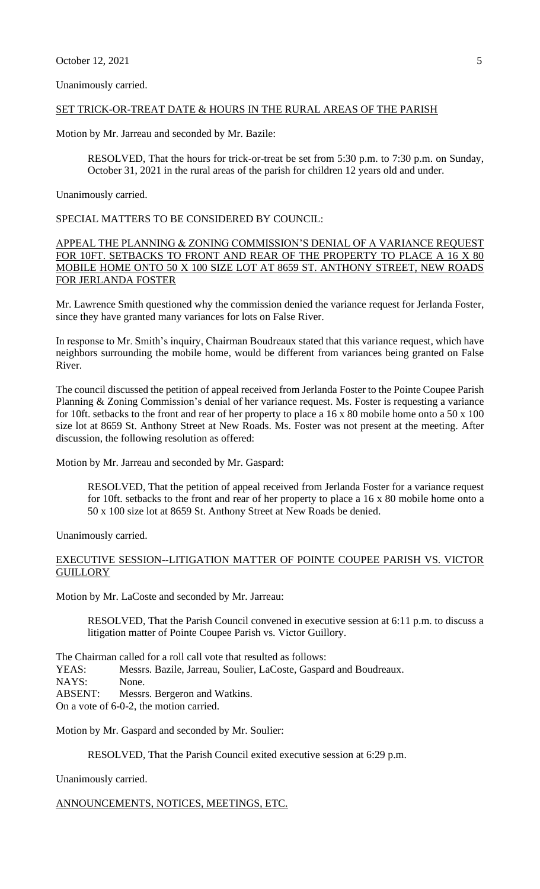Unanimously carried.

SET TRICK-OR-TREAT DATE & HOURS IN THE RURAL AREAS OF THE PARISH

Motion by Mr. Jarreau and seconded by Mr. Bazile:

> RESOLVED, That the hours for trick-or-treat be set from 5:30 p.m. to 7:30 p.m. on Sunday, October 31, 2021 in the rural areas of the parish for children 12 years old and under.

Unanimously carried.

SPECIAL MATTERS TO BE CONSIDERED BY COUNCIL:

APPEAL THE PLANNING & ZONING COMMISSION'S DENIAL OF A VARIANCE REQUEST FOR 10FT. SETBACKS TO FRONT AND REAR OF THE PROPERTY TO PLACE A 16 X 80 MOBILE HOME ONTO 50 X 100 SIZE LOT AT 8659 ST. ANTHONY STREET, NEW ROADS FOR JERLANDA FOSTER

Mr. Lawrence Smith questioned why the commission denied the variance request for Jerlanda Foster, since they have granted many variances for lots on False River.

In response to Mr. Smith's inquiry, Chairman Boudreaux stated that this variance request, which have neighbors surrounding the mobile home, would be different from variances being granted on False River.

The council discussed the petition of appeal received from Jerlanda Foster to the Pointe Coupee Parish Planning & Zoning Commission's denial of her variance request. Ms. Foster is requesting a variance for 10ft. setbacks to the front and rear of her property to place a 16 x 80 mobile home onto a 50 x 100 size lot at 8659 St. Anthony Street at New Roads. Ms. Foster was not present at the meeting. After discussion, the following resolution as offered:

Motion by Mr. Jarreau and seconded by Mr. Gaspard:

> RESOLVED, That the petition of appeal received from Jerlanda Foster for a variance request for 10ft. setbacks to the front and rear of her property to place a 16 x 80 mobile home onto a 50 x 100 size lot at 8659 St. Anthony Street at New Roads be denied.

Unanimously carried.

EXECUTIVE SESSION--LITIGATION MATTER OF POINTE COUPEE PARISH VS. VICTOR GUILLORY

Motion by Mr. LaCoste and seconded by Mr. Jarreau:

> RESOLVED, That the Parish Council convened in executive session at 6:11 p.m. to discuss a litigation matter of Pointe Coupee Parish vs. Victor Guillory.

The Chairman called for a roll call vote that resulted as follows:
YEAS: Messrs. Bazile, Jarreau, Soulier, LaCoste, Gaspard and Boudreaux.
NAYS: None.
ABSENT: Messrs. Bergeron and Watkins.
On a vote of 6-0-2, the motion carried.

Motion by Mr. Gaspard and seconded by Mr. Soulier:

> RESOLVED, That the Parish Council exited executive session at 6:29 p.m.

Unanimously carried.

ANNOUNCEMENTS, NOTICES, MEETINGS, ETC.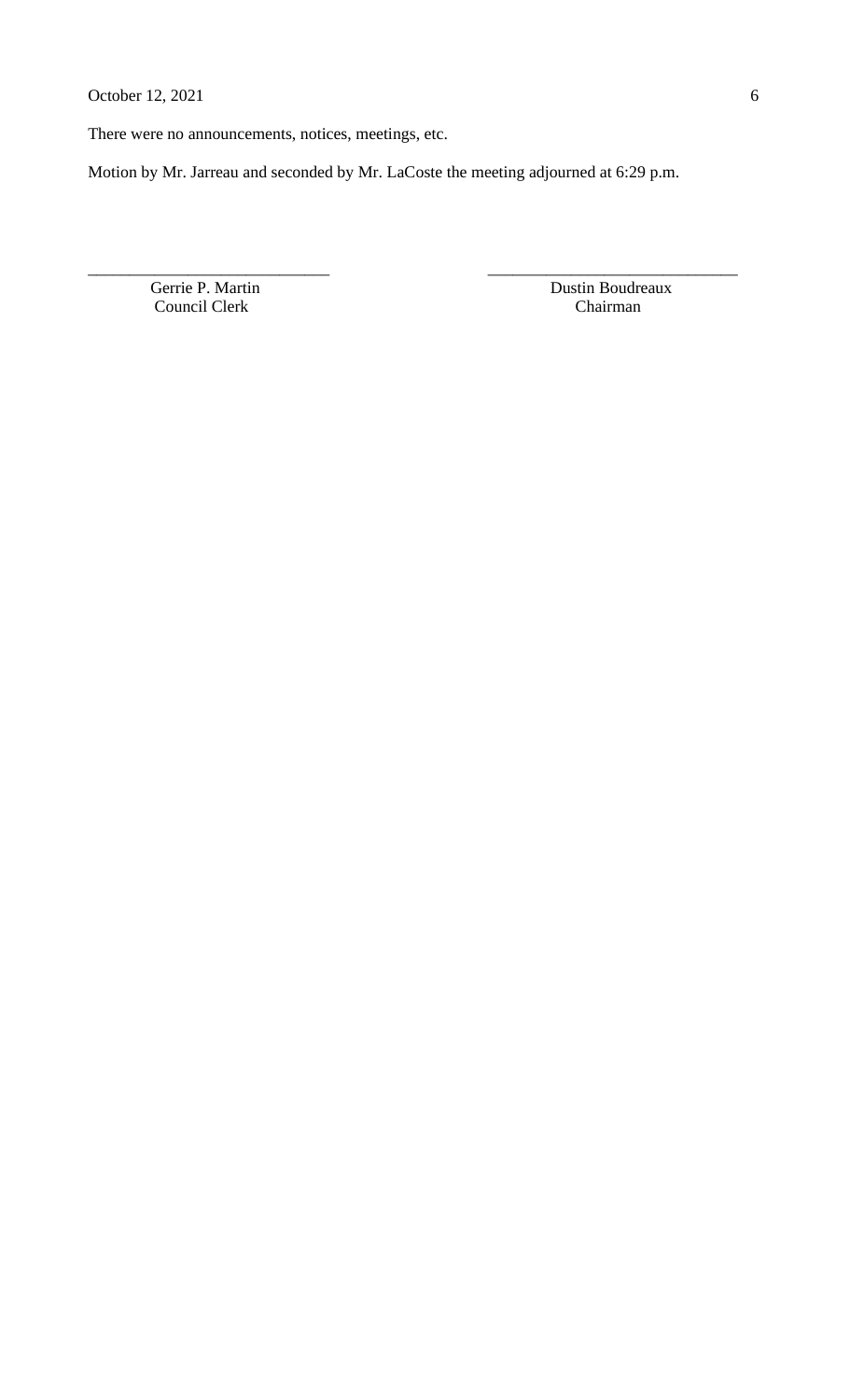There were no announcements, notices, meetings, etc.

Motion by Mr. Jarreau and seconded by Mr. LaCoste the meeting adjourned at 6:29 p.m.

| | |
|---|---|
| ____________________________ | ____________________________ |
| Gerrie P. Martin | Dustin Boudreaux |
| Council Clerk | Chairman |